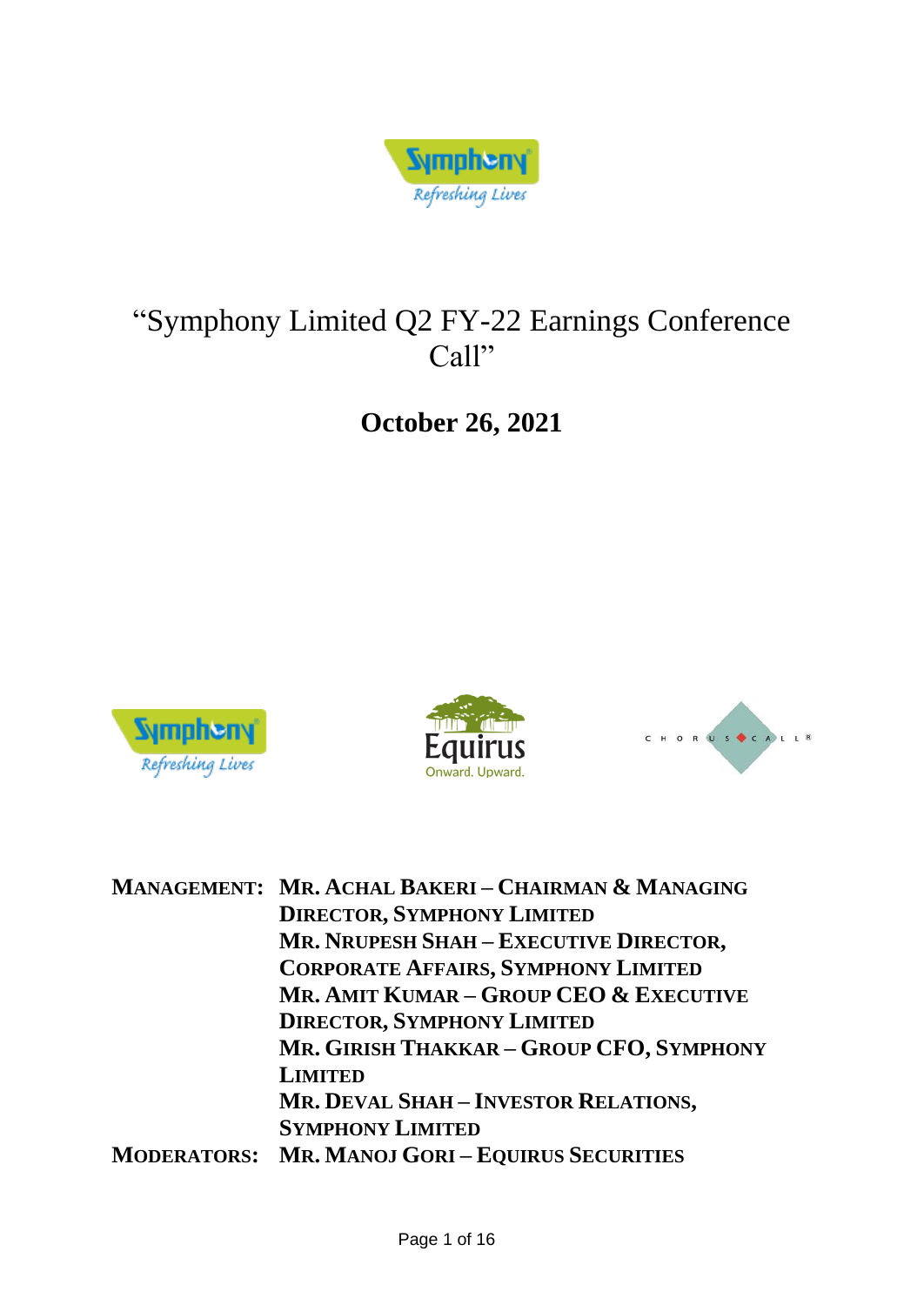# "Symphony Limited Q2 FY-22 Earnings Conference Call"

## October 26, 2021

**MANAGEMENT:** **MR. ACHAL BAKERI – CHAIRMAN & MANAGING DIRECTOR, SYMPHONY LIMITED**
**MR. NRUPESH SHAH – EXECUTIVE DIRECTOR, CORPORATE AFFAIRS, SYMPHONY LIMITED**
**MR. AMIT KUMAR – GROUP CEO & EXECUTIVE DIRECTOR, SYMPHONY LIMITED**
**MR. GIRISH THAKKAR – GROUP CFO, SYMPHONY LIMITED**
**MR. DEVAL SHAH – INVESTOR RELATIONS, SYMPHONY LIMITED**

**MODERATORS:** **MR. MANOJ GORI – EQUIRUS SECURITIES**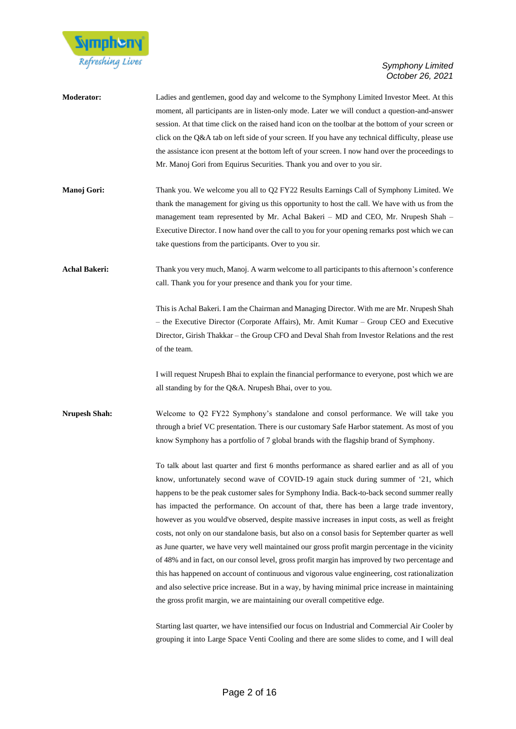**Moderator:** Ladies and gentlemen, good day and welcome to the Symphony Limited Investor Meet. At this moment, all participants are in listen-only mode. Later we will conduct a question-and-answer session. At that time click on the raised hand icon on the toolbar at the bottom of your screen or click on the Q&A tab on left side of your screen. If you have any technical difficulty, please use the assistance icon present at the bottom left of your screen. I now hand over the proceedings to Mr. Manoj Gori from Equirus Securities. Thank you and over to you sir.

**Manoj Gori:** Thank you. We welcome you all to Q2 FY22 Results Earnings Call of Symphony Limited. We thank the management for giving us this opportunity to host the call. We have with us from the management team represented by Mr. Achal Bakeri – MD and CEO, Mr. Nrupesh Shah – Executive Director. I now hand over the call to you for your opening remarks post which we can take questions from the participants. Over to you sir.

**Achal Bakeri:** Thank you very much, Manoj. A warm welcome to all participants to this afternoon's conference call. Thank you for your presence and thank you for your time.

This is Achal Bakeri. I am the Chairman and Managing Director. With me are Mr. Nrupesh Shah – the Executive Director (Corporate Affairs), Mr. Amit Kumar – Group CEO and Executive Director, Girish Thakkar – the Group CFO and Deval Shah from Investor Relations and the rest of the team.

I will request Nrupesh Bhai to explain the financial performance to everyone, post which we are all standing by for the Q&A. Nrupesh Bhai, over to you.

**Nrupesh Shah:** Welcome to Q2 FY22 Symphony's standalone and consol performance. We will take you through a brief VC presentation. There is our customary Safe Harbor statement. As most of you know Symphony has a portfolio of 7 global brands with the flagship brand of Symphony.

To talk about last quarter and first 6 months performance as shared earlier and as all of you know, unfortunately second wave of COVID-19 again stuck during summer of '21, which happens to be the peak customer sales for Symphony India. Back-to-back second summer really has impacted the performance. On account of that, there has been a large trade inventory, however as you would've observed, despite massive increases in input costs, as well as freight costs, not only on our standalone basis, but also on a consol basis for September quarter as well as June quarter, we have very well maintained our gross profit margin percentage in the vicinity of 48% and in fact, on our consol level, gross profit margin has improved by two percentage and this has happened on account of continuous and vigorous value engineering, cost rationalization and also selective price increase. But in a way, by having minimal price increase in maintaining the gross profit margin, we are maintaining our overall competitive edge.

Starting last quarter, we have intensified our focus on Industrial and Commercial Air Cooler by grouping it into Large Space Venti Cooling and there are some slides to come, and I will deal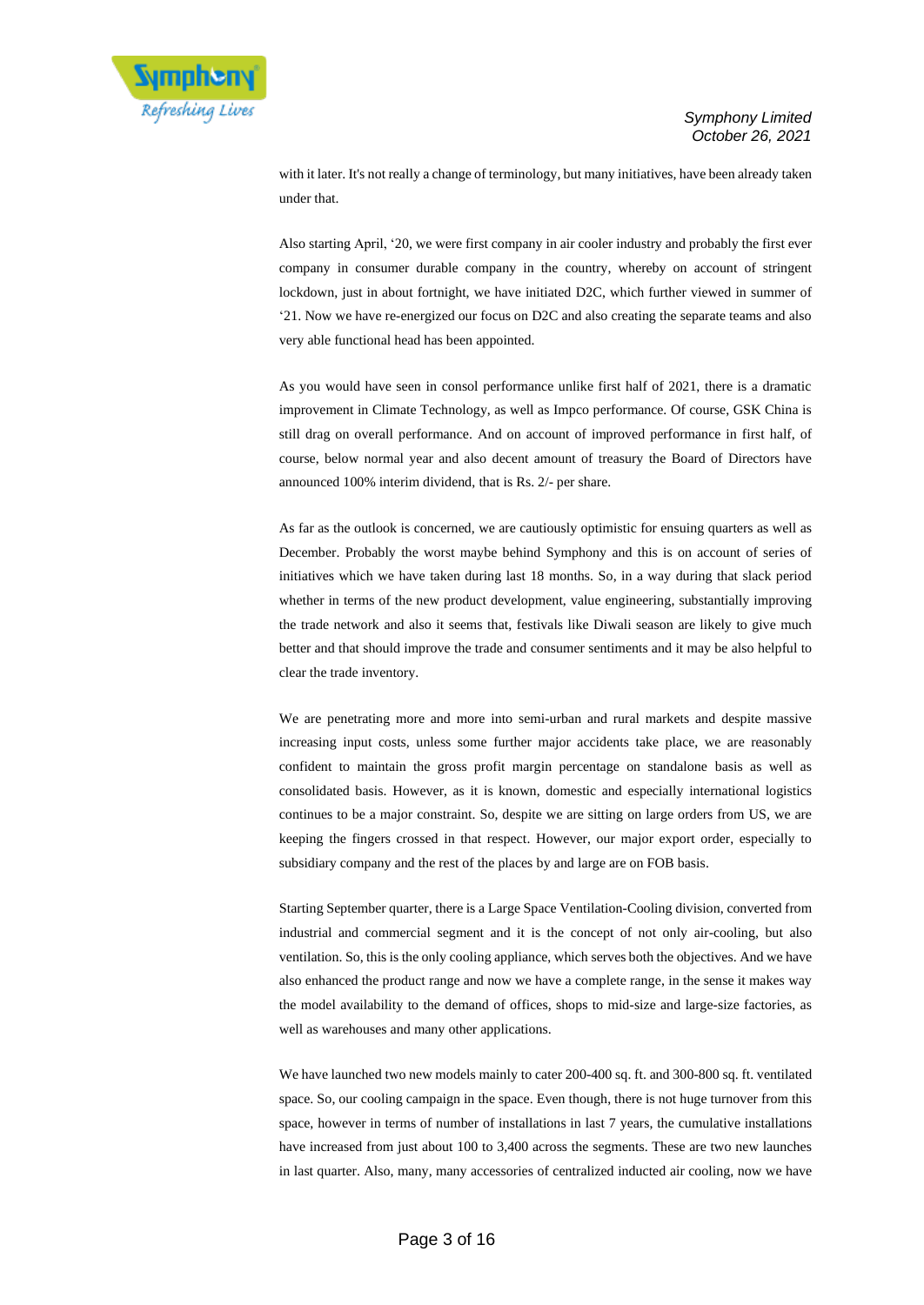with it later. It's not really a change of terminology, but many initiatives, have been already taken under that.

Also starting April, '20, we were first company in air cooler industry and probably the first ever company in consumer durable company in the country, whereby on account of stringent lockdown, just in about fortnight, we have initiated D2C, which further viewed in summer of '21. Now we have re-energized our focus on D2C and also creating the separate teams and also very able functional head has been appointed.

As you would have seen in consol performance unlike first half of 2021, there is a dramatic improvement in Climate Technology, as well as Impco performance. Of course, GSK China is still drag on overall performance. And on account of improved performance in first half, of course, below normal year and also decent amount of treasury the Board of Directors have announced 100% interim dividend, that is Rs. 2/- per share.

As far as the outlook is concerned, we are cautiously optimistic for ensuing quarters as well as December. Probably the worst maybe behind Symphony and this is on account of series of initiatives which we have taken during last 18 months. So, in a way during that slack period whether in terms of the new product development, value engineering, substantially improving the trade network and also it seems that, festivals like Diwali season are likely to give much better and that should improve the trade and consumer sentiments and it may be also helpful to clear the trade inventory.

We are penetrating more and more into semi-urban and rural markets and despite massive increasing input costs, unless some further major accidents take place, we are reasonably confident to maintain the gross profit margin percentage on standalone basis as well as consolidated basis. However, as it is known, domestic and especially international logistics continues to be a major constraint. So, despite we are sitting on large orders from US, we are keeping the fingers crossed in that respect. However, our major export order, especially to subsidiary company and the rest of the places by and large are on FOB basis.

Starting September quarter, there is a Large Space Ventilation-Cooling division, converted from industrial and commercial segment and it is the concept of not only air-cooling, but also ventilation. So, this is the only cooling appliance, which serves both the objectives. And we have also enhanced the product range and now we have a complete range, in the sense it makes way the model availability to the demand of offices, shops to mid-size and large-size factories, as well as warehouses and many other applications.

We have launched two new models mainly to cater 200-400 sq. ft. and 300-800 sq. ft. ventilated space. So, our cooling campaign in the space. Even though, there is not huge turnover from this space, however in terms of number of installations in last 7 years, the cumulative installations have increased from just about 100 to 3,400 across the segments. These are two new launches in last quarter. Also, many, many accessories of centralized inducted air cooling, now we have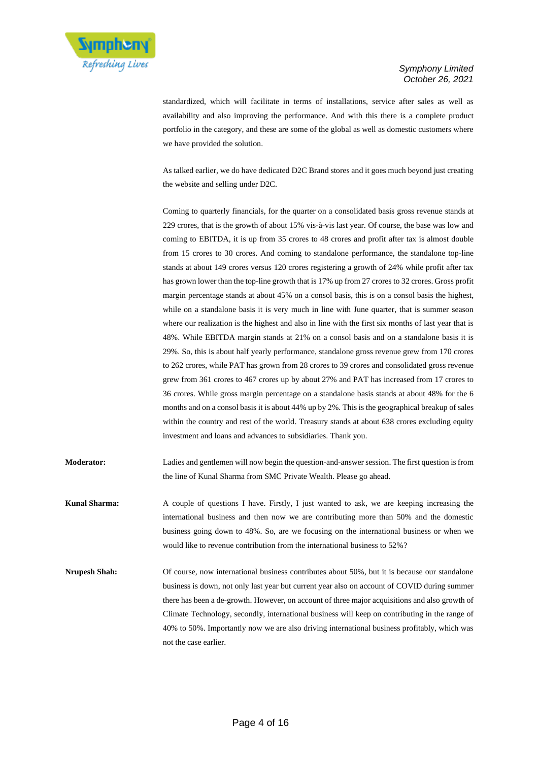standardized, which will facilitate in terms of installations, service after sales as well as availability and also improving the performance. And with this there is a complete product portfolio in the category, and these are some of the global as well as domestic customers where we have provided the solution.

As talked earlier, we do have dedicated D2C Brand stores and it goes much beyond just creating the website and selling under D2C.

Coming to quarterly financials, for the quarter on a consolidated basis gross revenue stands at 229 crores, that is the growth of about 15% vis-à-vis last year. Of course, the base was low and coming to EBITDA, it is up from 35 crores to 48 crores and profit after tax is almost double from 15 crores to 30 crores. And coming to standalone performance, the standalone top-line stands at about 149 crores versus 120 crores registering a growth of 24% while profit after tax has grown lower than the top-line growth that is 17% up from 27 crores to 32 crores. Gross profit margin percentage stands at about 45% on a consol basis, this is on a consol basis the highest, while on a standalone basis it is very much in line with June quarter, that is summer season where our realization is the highest and also in line with the first six months of last year that is 48%. While EBITDA margin stands at 21% on a consol basis and on a standalone basis it is 29%. So, this is about half yearly performance, standalone gross revenue grew from 170 crores to 262 crores, while PAT has grown from 28 crores to 39 crores and consolidated gross revenue grew from 361 crores to 467 crores up by about 27% and PAT has increased from 17 crores to 36 crores. While gross margin percentage on a standalone basis stands at about 48% for the 6 months and on a consol basis it is about 44% up by 2%. This is the geographical breakup of sales within the country and rest of the world. Treasury stands at about 638 crores excluding equity investment and loans and advances to subsidiaries. Thank you.

**Moderator:** Ladies and gentlemen will now begin the question-and-answer session. The first question is from the line of Kunal Sharma from SMC Private Wealth. Please go ahead.

**Kunal Sharma:** A couple of questions I have. Firstly, I just wanted to ask, we are keeping increasing the international business and then now we are contributing more than 50% and the domestic business going down to 48%. So, are we focusing on the international business or when we would like to revenue contribution from the international business to 52%?

**Nrupesh Shah:** Of course, now international business contributes about 50%, but it is because our standalone business is down, not only last year but current year also on account of COVID during summer there has been a de-growth. However, on account of three major acquisitions and also growth of Climate Technology, secondly, international business will keep on contributing in the range of 40% to 50%. Importantly now we are also driving international business profitably, which was not the case earlier.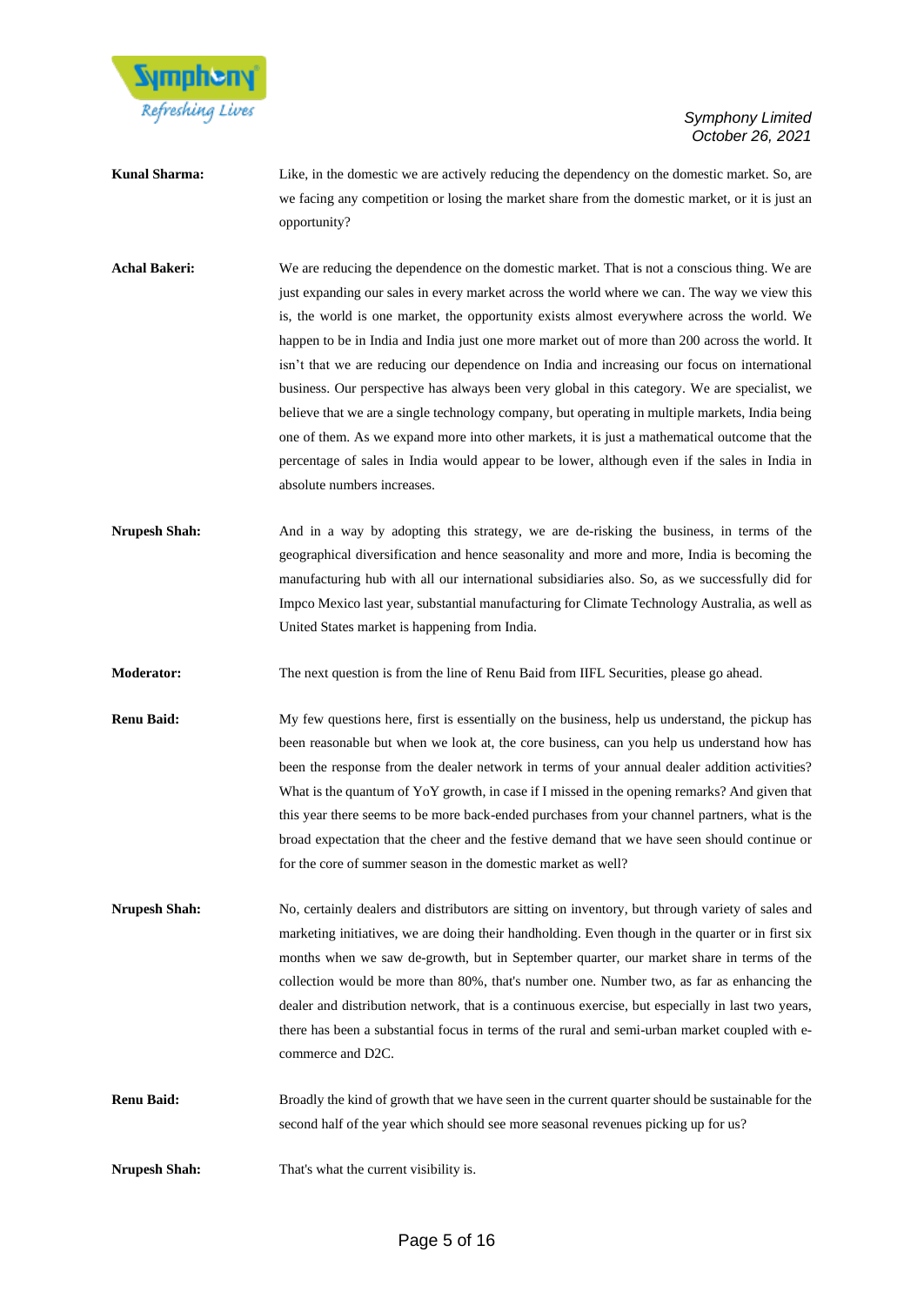**Kunal Sharma:** Like, in the domestic we are actively reducing the dependency on the domestic market. So, are we facing any competition or losing the market share from the domestic market, or it is just an opportunity?

**Achal Bakeri:** We are reducing the dependence on the domestic market. That is not a conscious thing. We are just expanding our sales in every market across the world where we can. The way we view this is, the world is one market, the opportunity exists almost everywhere across the world. We happen to be in India and India just one more market out of more than 200 across the world. It isn't that we are reducing our dependence on India and increasing our focus on international business. Our perspective has always been very global in this category. We are specialist, we believe that we are a single technology company, but operating in multiple markets, India being one of them. As we expand more into other markets, it is just a mathematical outcome that the percentage of sales in India would appear to be lower, although even if the sales in India in absolute numbers increases.

**Nrupesh Shah:** And in a way by adopting this strategy, we are de-risking the business, in terms of the geographical diversification and hence seasonality and more and more, India is becoming the manufacturing hub with all our international subsidiaries also. So, as we successfully did for Impco Mexico last year, substantial manufacturing for Climate Technology Australia, as well as United States market is happening from India.

**Moderator:** The next question is from the line of Renu Baid from IIFL Securities, please go ahead.

**Renu Baid:** My few questions here, first is essentially on the business, help us understand, the pickup has been reasonable but when we look at, the core business, can you help us understand how has been the response from the dealer network in terms of your annual dealer addition activities? What is the quantum of YoY growth, in case if I missed in the opening remarks? And given that this year there seems to be more back-ended purchases from your channel partners, what is the broad expectation that the cheer and the festive demand that we have seen should continue or for the core of summer season in the domestic market as well?

**Nrupesh Shah:** No, certainly dealers and distributors are sitting on inventory, but through variety of sales and marketing initiatives, we are doing their handholding. Even though in the quarter or in first six months when we saw de-growth, but in September quarter, our market share in terms of the collection would be more than 80%, that's number one. Number two, as far as enhancing the dealer and distribution network, that is a continuous exercise, but especially in last two years, there has been a substantial focus in terms of the rural and semi-urban market coupled with e-commerce and D2C.

**Renu Baid:** Broadly the kind of growth that we have seen in the current quarter should be sustainable for the second half of the year which should see more seasonal revenues picking up for us?

**Nrupesh Shah:** That's what the current visibility is.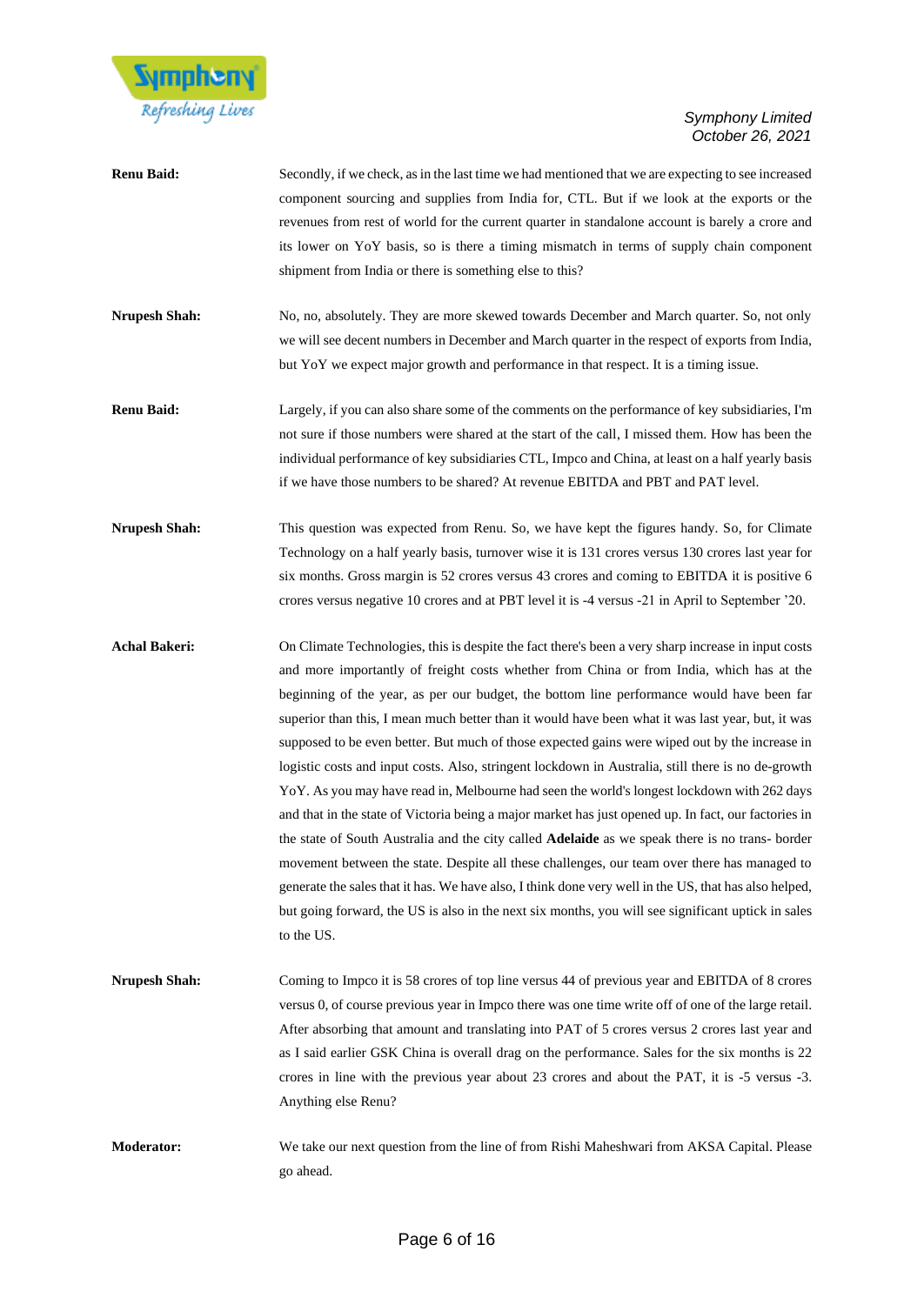**Renu Baid:** Secondly, if we check, as in the last time we had mentioned that we are expecting to see increased component sourcing and supplies from India for, CTL. But if we look at the exports or the revenues from rest of world for the current quarter in standalone account is barely a crore and its lower on YoY basis, so is there a timing mismatch in terms of supply chain component shipment from India or there is something else to this?

**Nrupesh Shah:** No, no, absolutely. They are more skewed towards December and March quarter. So, not only we will see decent numbers in December and March quarter in the respect of exports from India, but YoY we expect major growth and performance in that respect. It is a timing issue.

**Renu Baid:** Largely, if you can also share some of the comments on the performance of key subsidiaries, I'm not sure if those numbers were shared at the start of the call, I missed them. How has been the individual performance of key subsidiaries CTL, Impco and China, at least on a half yearly basis if we have those numbers to be shared? At revenue EBITDA and PBT and PAT level.

**Nrupesh Shah:** This question was expected from Renu. So, we have kept the figures handy. So, for Climate Technology on a half yearly basis, turnover wise it is 131 crores versus 130 crores last year for six months. Gross margin is 52 crores versus 43 crores and coming to EBITDA it is positive 6 crores versus negative 10 crores and at PBT level it is -4 versus -21 in April to September '20.

**Achal Bakeri:** On Climate Technologies, this is despite the fact there's been a very sharp increase in input costs and more importantly of freight costs whether from China or from India, which has at the beginning of the year, as per our budget, the bottom line performance would have been far superior than this, I mean much better than it would have been what it was last year, but, it was supposed to be even better. But much of those expected gains were wiped out by the increase in logistic costs and input costs. Also, stringent lockdown in Australia, still there is no de-growth YoY. As you may have read in, Melbourne had seen the world's longest lockdown with 262 days and that in the state of Victoria being a major market has just opened up. In fact, our factories in the state of South Australia and the city called **Adelaide** as we speak there is no trans- border movement between the state. Despite all these challenges, our team over there has managed to generate the sales that it has. We have also, I think done very well in the US, that has also helped, but going forward, the US is also in the next six months, you will see significant uptick in sales to the US.

**Nrupesh Shah:** Coming to Impco it is 58 crores of top line versus 44 of previous year and EBITDA of 8 crores versus 0, of course previous year in Impco there was one time write off of one of the large retail. After absorbing that amount and translating into PAT of 5 crores versus 2 crores last year and as I said earlier GSK China is overall drag on the performance. Sales for the six months is 22 crores in line with the previous year about 23 crores and about the PAT, it is -5 versus -3. Anything else Renu?

**Moderator:** We take our next question from the line of from Rishi Maheshwari from AKSA Capital. Please go ahead.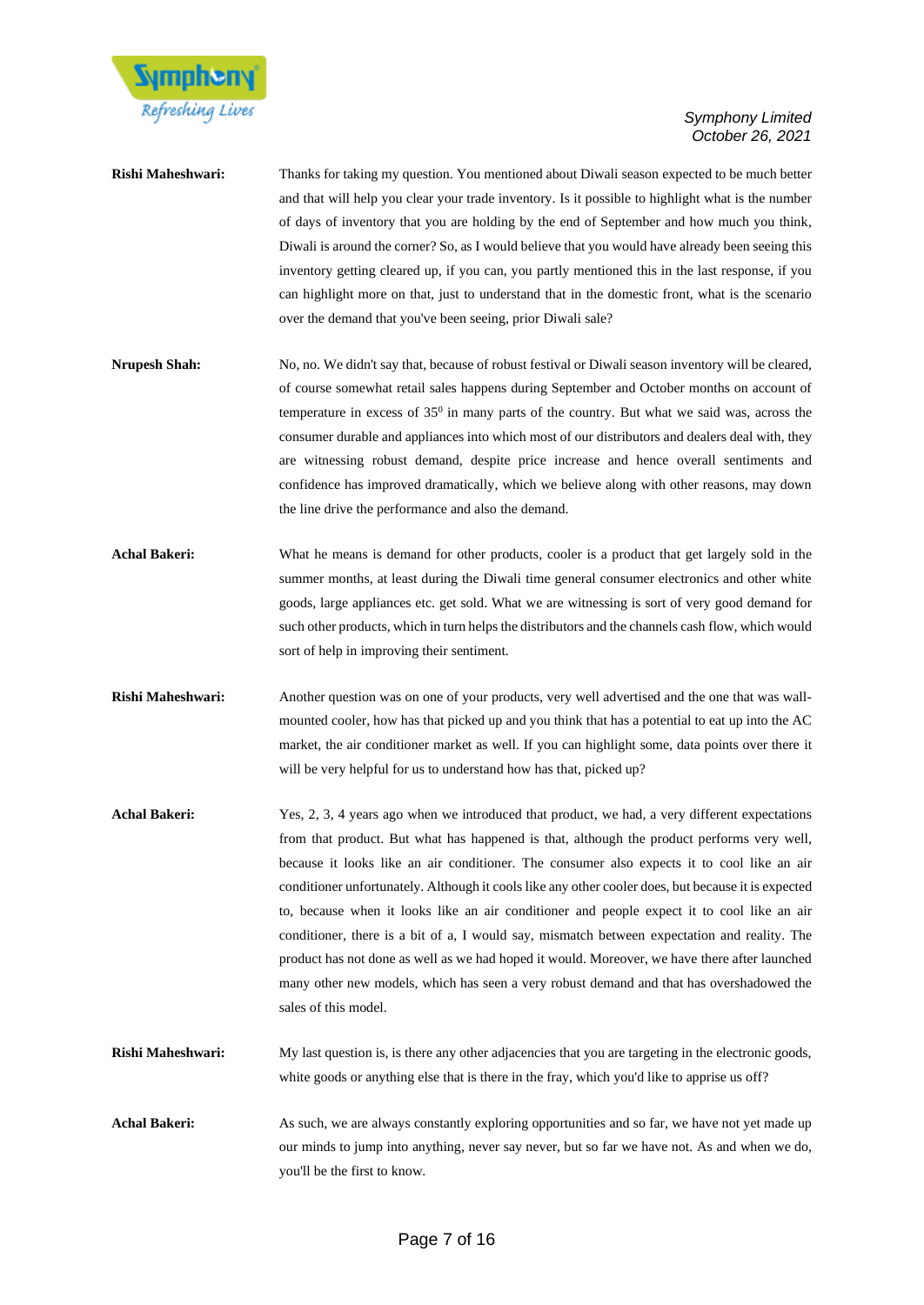**Rishi Maheshwari:** Thanks for taking my question. You mentioned about Diwali season expected to be much better and that will help you clear your trade inventory. Is it possible to highlight what is the number of days of inventory that you are holding by the end of September and how much you think, Diwali is around the corner? So, as I would believe that you would have already been seeing this inventory getting cleared up, if you can, you partly mentioned this in the last response, if you can highlight more on that, just to understand that in the domestic front, what is the scenario over the demand that you've been seeing, prior Diwali sale?

**Nrupesh Shah:** No, no. We didn't say that, because of robust festival or Diwali season inventory will be cleared, of course somewhat retail sales happens during September and October months on account of temperature in excess of $35^0$ in many parts of the country. But what we said was, across the consumer durable and appliances into which most of our distributors and dealers deal with, they are witnessing robust demand, despite price increase and hence overall sentiments and confidence has improved dramatically, which we believe along with other reasons, may down the line drive the performance and also the demand.

**Achal Bakeri:** What he means is demand for other products, cooler is a product that get largely sold in the summer months, at least during the Diwali time general consumer electronics and other white goods, large appliances etc. get sold. What we are witnessing is sort of very good demand for such other products, which in turn helps the distributors and the channels cash flow, which would sort of help in improving their sentiment.

**Rishi Maheshwari:** Another question was on one of your products, very well advertised and the one that was wall-mounted cooler, how has that picked up and you think that has a potential to eat up into the AC market, the air conditioner market as well. If you can highlight some, data points over there it will be very helpful for us to understand how has that, picked up?

**Achal Bakeri:** Yes, 2, 3, 4 years ago when we introduced that product, we had, a very different expectations from that product. But what has happened is that, although the product performs very well, because it looks like an air conditioner. The consumer also expects it to cool like an air conditioner unfortunately. Although it cools like any other cooler does, but because it is expected to, because when it looks like an air conditioner and people expect it to cool like an air conditioner, there is a bit of a, I would say, mismatch between expectation and reality. The product has not done as well as we had hoped it would. Moreover, we have there after launched many other new models, which has seen a very robust demand and that has overshadowed the sales of this model.

**Rishi Maheshwari:** My last question is, is there any other adjacencies that you are targeting in the electronic goods, white goods or anything else that is there in the fray, which you'd like to apprise us off?

**Achal Bakeri:** As such, we are always constantly exploring opportunities and so far, we have not yet made up our minds to jump into anything, never say never, but so far we have not. As and when we do, you'll be the first to know.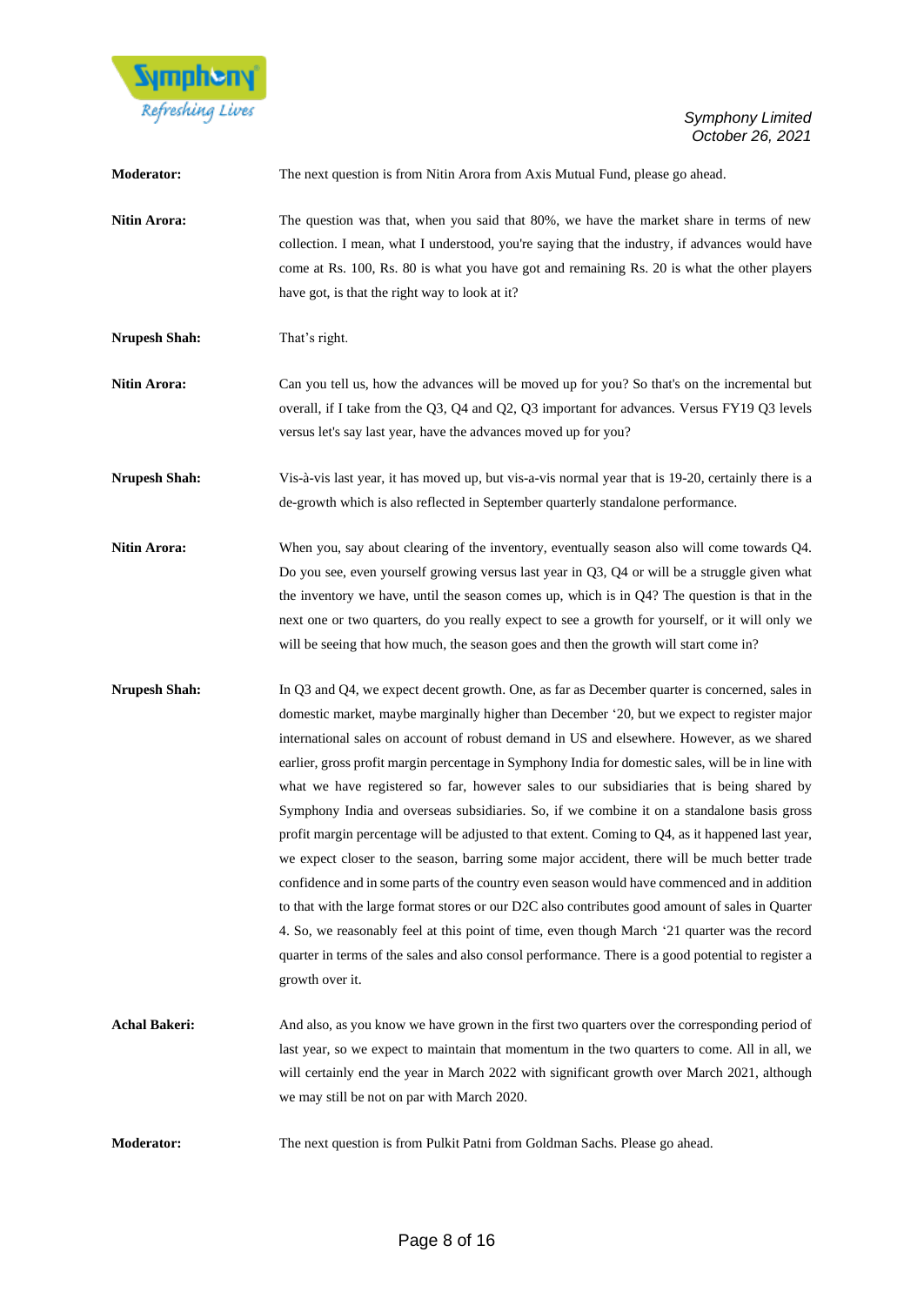**Moderator:** The next question is from Nitin Arora from Axis Mutual Fund, please go ahead.

**Nitin Arora:** The question was that, when you said that 80%, we have the market share in terms of new collection. I mean, what I understood, you're saying that the industry, if advances would have come at Rs. 100, Rs. 80 is what you have got and remaining Rs. 20 is what the other players have got, is that the right way to look at it?

**Nrupesh Shah:** That's right.

**Nitin Arora:** Can you tell us, how the advances will be moved up for you? So that's on the incremental but overall, if I take from the Q3, Q4 and Q2, Q3 important for advances. Versus FY19 Q3 levels versus let's say last year, have the advances moved up for you?

**Nrupesh Shah:** Vis-à-vis last year, it has moved up, but vis-a-vis normal year that is 19-20, certainly there is a de-growth which is also reflected in September quarterly standalone performance.

**Nitin Arora:** When you, say about clearing of the inventory, eventually season also will come towards Q4. Do you see, even yourself growing versus last year in Q3, Q4 or will be a struggle given what the inventory we have, until the season comes up, which is in Q4? The question is that in the next one or two quarters, do you really expect to see a growth for yourself, or it will only we will be seeing that how much, the season goes and then the growth will start come in?

**Nrupesh Shah:** In Q3 and Q4, we expect decent growth. One, as far as December quarter is concerned, sales in domestic market, maybe marginally higher than December '20, but we expect to register major international sales on account of robust demand in US and elsewhere. However, as we shared earlier, gross profit margin percentage in Symphony India for domestic sales, will be in line with what we have registered so far, however sales to our subsidiaries that is being shared by Symphony India and overseas subsidiaries. So, if we combine it on a standalone basis gross profit margin percentage will be adjusted to that extent. Coming to Q4, as it happened last year, we expect closer to the season, barring some major accident, there will be much better trade confidence and in some parts of the country even season would have commenced and in addition to that with the large format stores or our D2C also contributes good amount of sales in Quarter 4. So, we reasonably feel at this point of time, even though March '21 quarter was the record quarter in terms of the sales and also consol performance. There is a good potential to register a growth over it.

**Achal Bakeri:** And also, as you know we have grown in the first two quarters over the corresponding period of last year, so we expect to maintain that momentum in the two quarters to come. All in all, we will certainly end the year in March 2022 with significant growth over March 2021, although we may still be not on par with March 2020.

**Moderator:** The next question is from Pulkit Patni from Goldman Sachs. Please go ahead.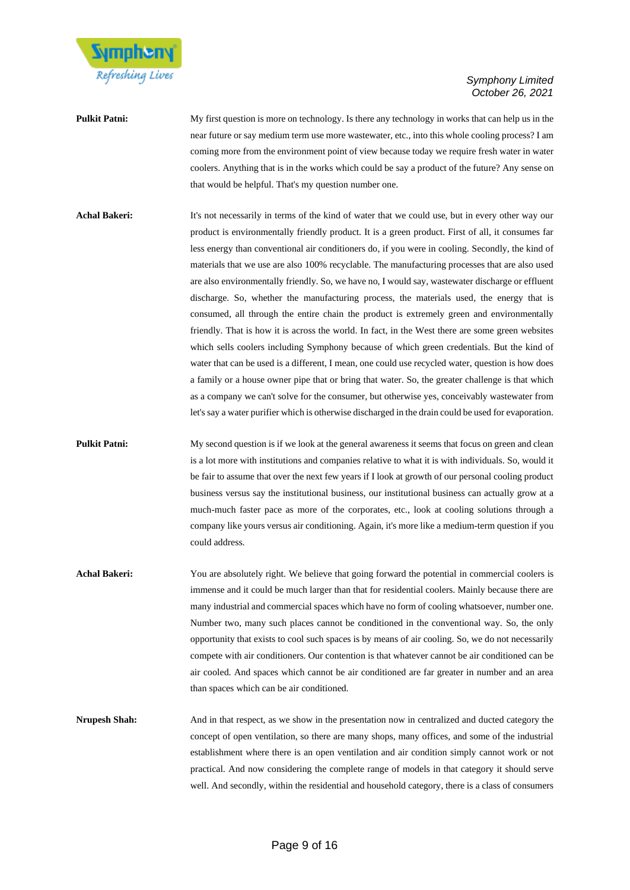**Pulkit Patni:** My first question is more on technology. Is there any technology in works that can help us in the near future or say medium term use more wastewater, etc., into this whole cooling process? I am coming more from the environment point of view because today we require fresh water in water coolers. Anything that is in the works which could be say a product of the future? Any sense on that would be helpful. That's my question number one.

**Achal Bakeri:** It's not necessarily in terms of the kind of water that we could use, but in every other way our product is environmentally friendly product. It is a green product. First of all, it consumes far less energy than conventional air conditioners do, if you were in cooling. Secondly, the kind of materials that we use are also 100% recyclable. The manufacturing processes that are also used are also environmentally friendly. So, we have no, I would say, wastewater discharge or effluent discharge. So, whether the manufacturing process, the materials used, the energy that is consumed, all through the entire chain the product is extremely green and environmentally friendly. That is how it is across the world. In fact, in the West there are some green websites which sells coolers including Symphony because of which green credentials. But the kind of water that can be used is a different, I mean, one could use recycled water, question is how does a family or a house owner pipe that or bring that water. So, the greater challenge is that which as a company we can't solve for the consumer, but otherwise yes, conceivably wastewater from let's say a water purifier which is otherwise discharged in the drain could be used for evaporation.

**Pulkit Patni:** My second question is if we look at the general awareness it seems that focus on green and clean is a lot more with institutions and companies relative to what it is with individuals. So, would it be fair to assume that over the next few years if I look at growth of our personal cooling product business versus say the institutional business, our institutional business can actually grow at a much-much faster pace as more of the corporates, etc., look at cooling solutions through a company like yours versus air conditioning. Again, it's more like a medium-term question if you could address.

**Achal Bakeri:** You are absolutely right. We believe that going forward the potential in commercial coolers is immense and it could be much larger than that for residential coolers. Mainly because there are many industrial and commercial spaces which have no form of cooling whatsoever, number one. Number two, many such places cannot be conditioned in the conventional way. So, the only opportunity that exists to cool such spaces is by means of air cooling. So, we do not necessarily compete with air conditioners. Our contention is that whatever cannot be air conditioned can be air cooled. And spaces which cannot be air conditioned are far greater in number and an area than spaces which can be air conditioned.

**Nrupesh Shah:** And in that respect, as we show in the presentation now in centralized and ducted category the concept of open ventilation, so there are many shops, many offices, and some of the industrial establishment where there is an open ventilation and air condition simply cannot work or not practical. And now considering the complete range of models in that category it should serve well. And secondly, within the residential and household category, there is a class of consumers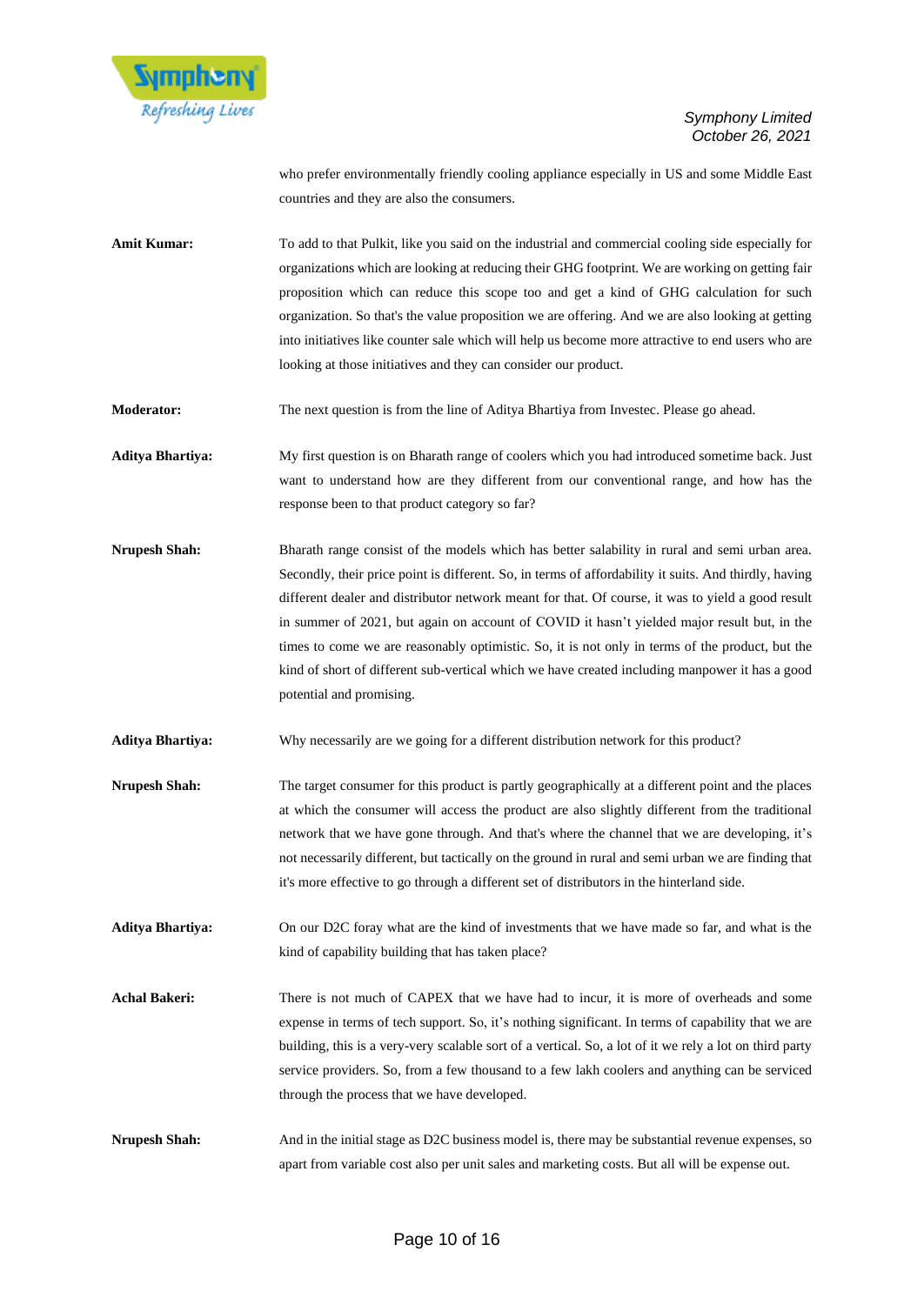who prefer environmentally friendly cooling appliance especially in US and some Middle East countries and they are also the consumers.

**Amit Kumar:** To add to that Pulkit, like you said on the industrial and commercial cooling side especially for organizations which are looking at reducing their GHG footprint. We are working on getting fair proposition which can reduce this scope too and get a kind of GHG calculation for such organization. So that's the value proposition we are offering. And we are also looking at getting into initiatives like counter sale which will help us become more attractive to end users who are looking at those initiatives and they can consider our product.

**Moderator:** The next question is from the line of Aditya Bhartiya from Investec. Please go ahead.

**Aditya Bhartiya:** My first question is on Bharath range of coolers which you had introduced sometime back. Just want to understand how are they different from our conventional range, and how has the response been to that product category so far?

**Nrupesh Shah:** Bharath range consist of the models which has better salability in rural and semi urban area. Secondly, their price point is different. So, in terms of affordability it suits. And thirdly, having different dealer and distributor network meant for that. Of course, it was to yield a good result in summer of 2021, but again on account of COVID it hasn't yielded major result but, in the times to come we are reasonably optimistic. So, it is not only in terms of the product, but the kind of short of different sub-vertical which we have created including manpower it has a good potential and promising.

**Aditya Bhartiya:** Why necessarily are we going for a different distribution network for this product?

**Nrupesh Shah:** The target consumer for this product is partly geographically at a different point and the places at which the consumer will access the product are also slightly different from the traditional network that we have gone through. And that's where the channel that we are developing, it's not necessarily different, but tactically on the ground in rural and semi urban we are finding that it's more effective to go through a different set of distributors in the hinterland side.

**Aditya Bhartiya:** On our D2C foray what are the kind of investments that we have made so far, and what is the kind of capability building that has taken place?

**Achal Bakeri:** There is not much of CAPEX that we have had to incur, it is more of overheads and some expense in terms of tech support. So, it's nothing significant. In terms of capability that we are building, this is a very-very scalable sort of a vertical. So, a lot of it we rely a lot on third party service providers. So, from a few thousand to a few lakh coolers and anything can be serviced through the process that we have developed.

**Nrupesh Shah:** And in the initial stage as D2C business model is, there may be substantial revenue expenses, so apart from variable cost also per unit sales and marketing costs. But all will be expense out.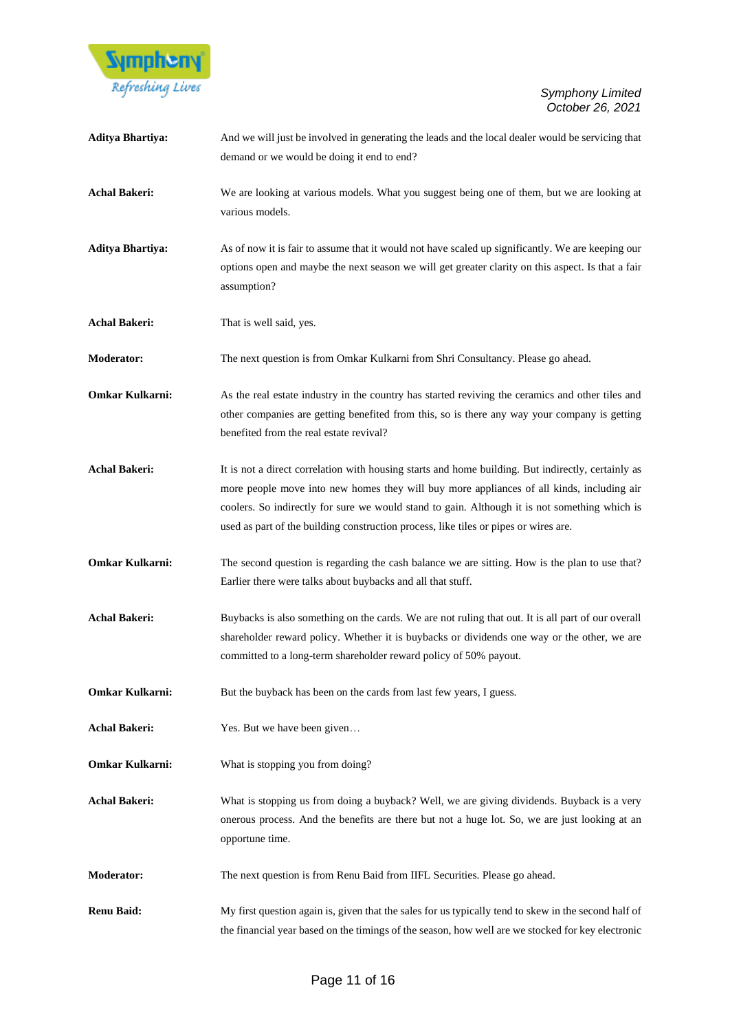**Aditya Bhartiya:** And we will just be involved in generating the leads and the local dealer would be servicing that demand or we would be doing it end to end?

**Achal Bakeri:** We are looking at various models. What you suggest being one of them, but we are looking at various models.

**Aditya Bhartiya:** As of now it is fair to assume that it would not have scaled up significantly. We are keeping our options open and maybe the next season we will get greater clarity on this aspect. Is that a fair assumption?

**Achal Bakeri:** That is well said, yes.

**Moderator:** The next question is from Omkar Kulkarni from Shri Consultancy. Please go ahead.

**Omkar Kulkarni:** As the real estate industry in the country has started reviving the ceramics and other tiles and other companies are getting benefited from this, so is there any way your company is getting benefited from the real estate revival?

**Achal Bakeri:** It is not a direct correlation with housing starts and home building. But indirectly, certainly as more people move into new homes they will buy more appliances of all kinds, including air coolers. So indirectly for sure we would stand to gain. Although it is not something which is used as part of the building construction process, like tiles or pipes or wires are.

**Omkar Kulkarni:** The second question is regarding the cash balance we are sitting. How is the plan to use that? Earlier there were talks about buybacks and all that stuff.

**Achal Bakeri:** Buybacks is also something on the cards. We are not ruling that out. It is all part of our overall shareholder reward policy. Whether it is buybacks or dividends one way or the other, we are committed to a long-term shareholder reward policy of 50% payout.

**Omkar Kulkarni:** But the buyback has been on the cards from last few years, I guess.

**Achal Bakeri:** Yes. But we have been given…

**Omkar Kulkarni:** What is stopping you from doing?

**Achal Bakeri:** What is stopping us from doing a buyback? Well, we are giving dividends. Buyback is a very onerous process. And the benefits are there but not a huge lot. So, we are just looking at an opportune time.

**Moderator:** The next question is from Renu Baid from IIFL Securities. Please go ahead.

**Renu Baid:** My first question again is, given that the sales for us typically tend to skew in the second half of the financial year based on the timings of the season, how well are we stocked for key electronic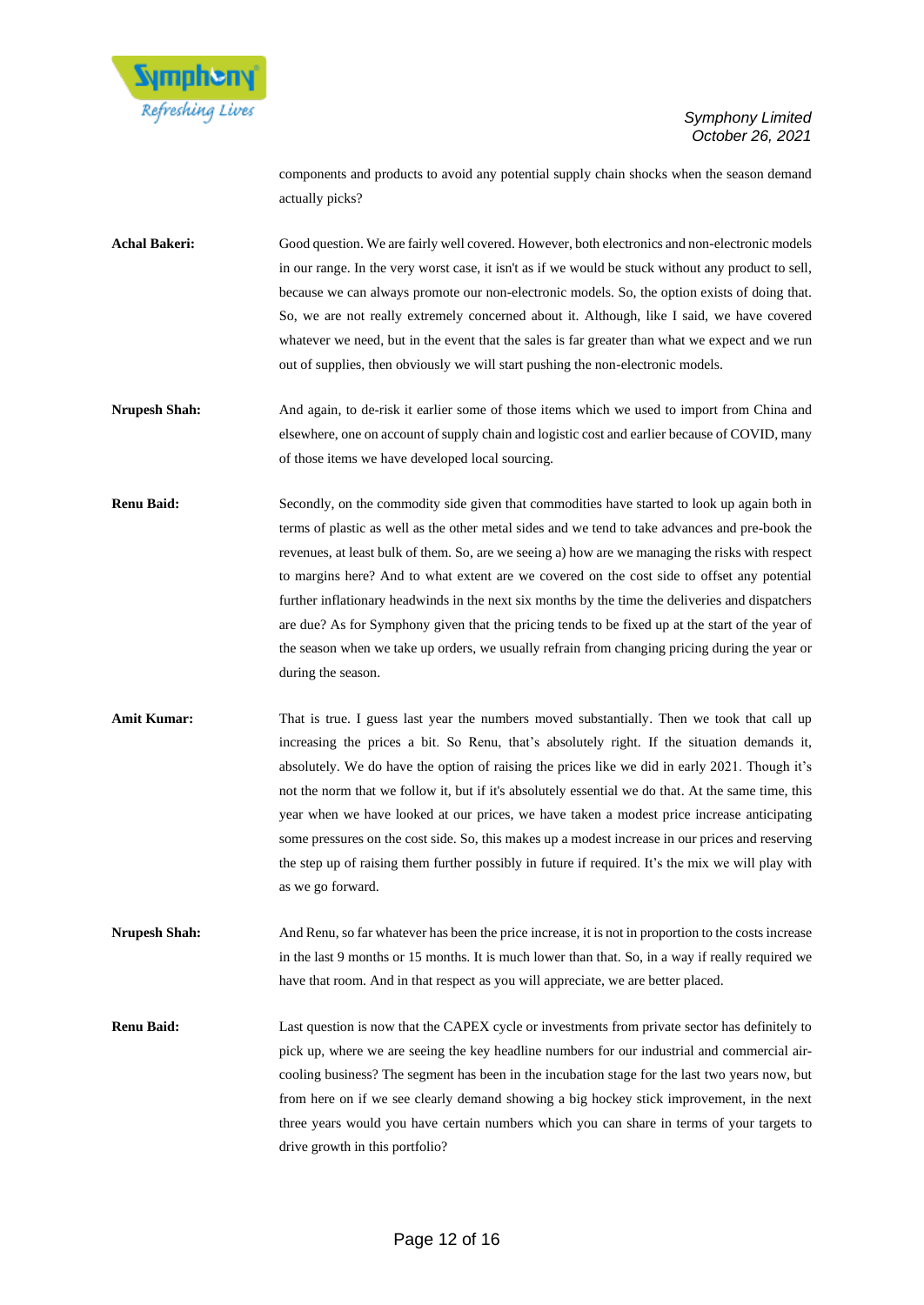components and products to avoid any potential supply chain shocks when the season demand actually picks?

**Achal Bakeri:** Good question. We are fairly well covered. However, both electronics and non-electronic models in our range. In the very worst case, it isn't as if we would be stuck without any product to sell, because we can always promote our non-electronic models. So, the option exists of doing that. So, we are not really extremely concerned about it. Although, like I said, we have covered whatever we need, but in the event that the sales is far greater than what we expect and we run out of supplies, then obviously we will start pushing the non-electronic models.

**Nrupesh Shah:** And again, to de-risk it earlier some of those items which we used to import from China and elsewhere, one on account of supply chain and logistic cost and earlier because of COVID, many of those items we have developed local sourcing.

**Renu Baid:** Secondly, on the commodity side given that commodities have started to look up again both in terms of plastic as well as the other metal sides and we tend to take advances and pre-book the revenues, at least bulk of them. So, are we seeing a) how are we managing the risks with respect to margins here? And to what extent are we covered on the cost side to offset any potential further inflationary headwinds in the next six months by the time the deliveries and dispatchers are due? As for Symphony given that the pricing tends to be fixed up at the start of the year of the season when we take up orders, we usually refrain from changing pricing during the year or during the season.

**Amit Kumar:** That is true. I guess last year the numbers moved substantially. Then we took that call up increasing the prices a bit. So Renu, that's absolutely right. If the situation demands it, absolutely. We do have the option of raising the prices like we did in early 2021. Though it's not the norm that we follow it, but if it's absolutely essential we do that. At the same time, this year when we have looked at our prices, we have taken a modest price increase anticipating some pressures on the cost side. So, this makes up a modest increase in our prices and reserving the step up of raising them further possibly in future if required. It's the mix we will play with as we go forward.

**Nrupesh Shah:** And Renu, so far whatever has been the price increase, it is not in proportion to the costs increase in the last 9 months or 15 months. It is much lower than that. So, in a way if really required we have that room. And in that respect as you will appreciate, we are better placed.

**Renu Baid:** Last question is now that the CAPEX cycle or investments from private sector has definitely to pick up, where we are seeing the key headline numbers for our industrial and commercial air-cooling business? The segment has been in the incubation stage for the last two years now, but from here on if we see clearly demand showing a big hockey stick improvement, in the next three years would you have certain numbers which you can share in terms of your targets to drive growth in this portfolio?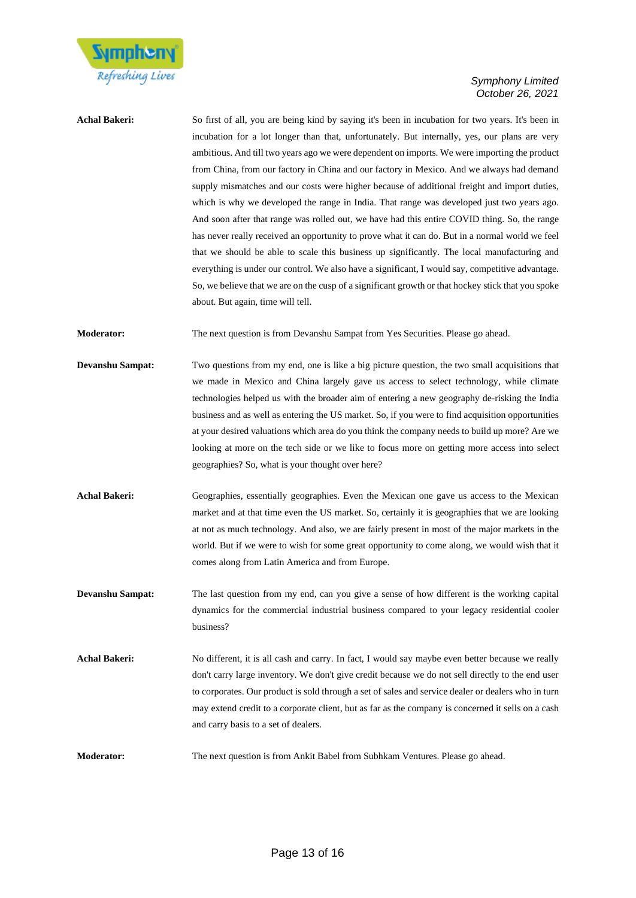**Achal Bakeri:** So first of all, you are being kind by saying it's been in incubation for two years. It's been in incubation for a lot longer than that, unfortunately. But internally, yes, our plans are very ambitious. And till two years ago we were dependent on imports. We were importing the product from China, from our factory in China and our factory in Mexico. And we always had demand supply mismatches and our costs were higher because of additional freight and import duties, which is why we developed the range in India. That range was developed just two years ago. And soon after that range was rolled out, we have had this entire COVID thing. So, the range has never really received an opportunity to prove what it can do. But in a normal world we feel that we should be able to scale this business up significantly. The local manufacturing and everything is under our control. We also have a significant, I would say, competitive advantage. So, we believe that we are on the cusp of a significant growth or that hockey stick that you spoke about. But again, time will tell.

**Moderator:** The next question is from Devanshu Sampat from Yes Securities. Please go ahead.

**Devanshu Sampat:** Two questions from my end, one is like a big picture question, the two small acquisitions that we made in Mexico and China largely gave us access to select technology, while climate technologies helped us with the broader aim of entering a new geography de-risking the India business and as well as entering the US market. So, if you were to find acquisition opportunities at your desired valuations which area do you think the company needs to build up more? Are we looking at more on the tech side or we like to focus more on getting more access into select geographies? So, what is your thought over here?

**Achal Bakeri:** Geographies, essentially geographies. Even the Mexican one gave us access to the Mexican market and at that time even the US market. So, certainly it is geographies that we are looking at not as much technology. And also, we are fairly present in most of the major markets in the world. But if we were to wish for some great opportunity to come along, we would wish that it comes along from Latin America and from Europe.

**Devanshu Sampat:** The last question from my end, can you give a sense of how different is the working capital dynamics for the commercial industrial business compared to your legacy residential cooler business?

**Achal Bakeri:** No different, it is all cash and carry. In fact, I would say maybe even better because we really don't carry large inventory. We don't give credit because we do not sell directly to the end user to corporates. Our product is sold through a set of sales and service dealer or dealers who in turn may extend credit to a corporate client, but as far as the company is concerned it sells on a cash and carry basis to a set of dealers.

**Moderator:** The next question is from Ankit Babel from Subhkam Ventures. Please go ahead.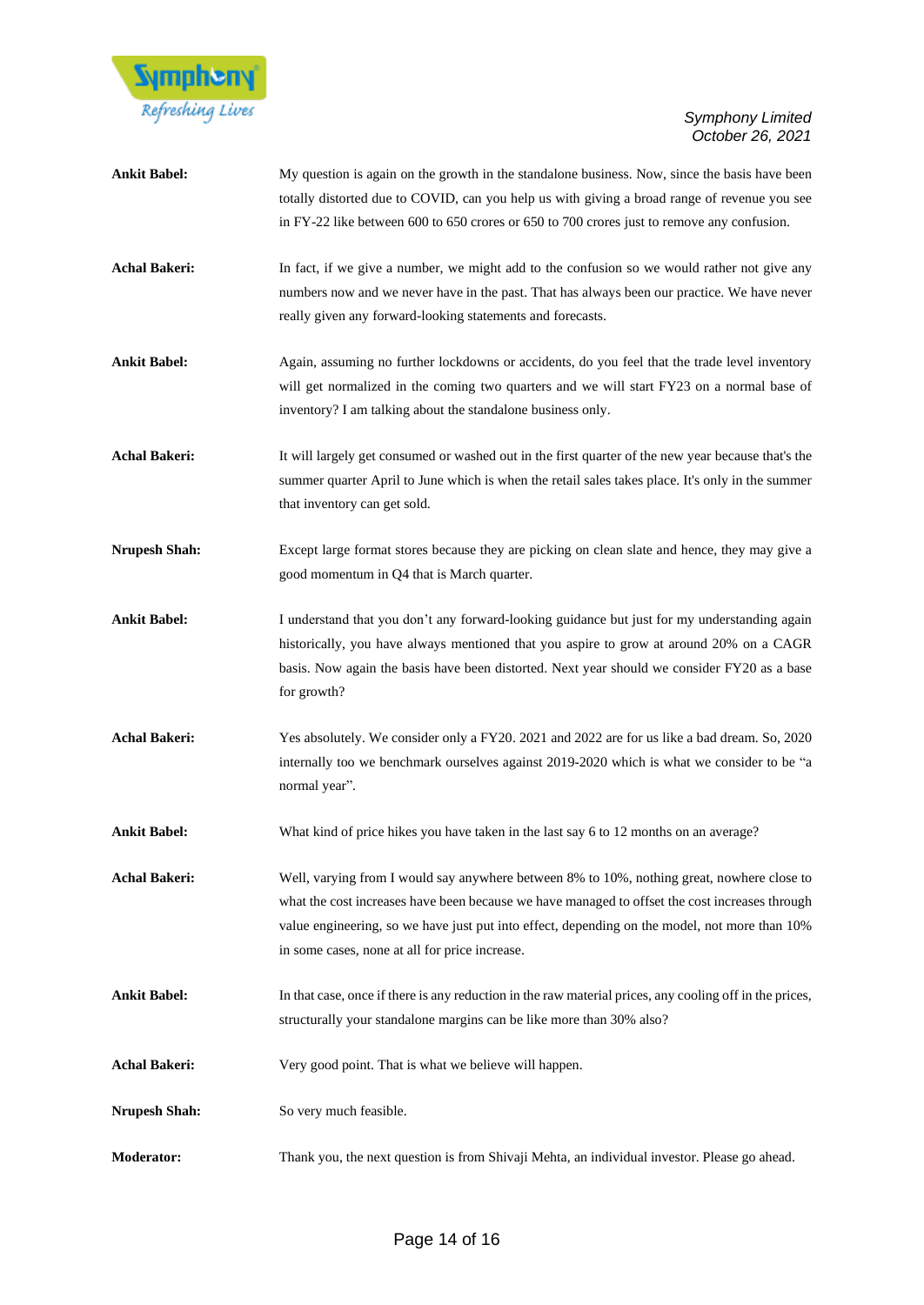**Ankit Babel:** My question is again on the growth in the standalone business. Now, since the basis have been totally distorted due to COVID, can you help us with giving a broad range of revenue you see in FY-22 like between 600 to 650 crores or 650 to 700 crores just to remove any confusion.

**Achal Bakeri:** In fact, if we give a number, we might add to the confusion so we would rather not give any numbers now and we never have in the past. That has always been our practice. We have never really given any forward-looking statements and forecasts.

**Ankit Babel:** Again, assuming no further lockdowns or accidents, do you feel that the trade level inventory will get normalized in the coming two quarters and we will start FY23 on a normal base of inventory? I am talking about the standalone business only.

**Achal Bakeri:** It will largely get consumed or washed out in the first quarter of the new year because that's the summer quarter April to June which is when the retail sales takes place. It's only in the summer that inventory can get sold.

**Nrupesh Shah:** Except large format stores because they are picking on clean slate and hence, they may give a good momentum in Q4 that is March quarter.

**Ankit Babel:** I understand that you don't any forward-looking guidance but just for my understanding again historically, you have always mentioned that you aspire to grow at around 20% on a CAGR basis. Now again the basis have been distorted. Next year should we consider FY20 as a base for growth?

**Achal Bakeri:** Yes absolutely. We consider only a FY20. 2021 and 2022 are for us like a bad dream. So, 2020 internally too we benchmark ourselves against 2019-2020 which is what we consider to be "a normal year".

**Ankit Babel:** What kind of price hikes you have taken in the last say 6 to 12 months on an average?

**Achal Bakeri:** Well, varying from I would say anywhere between 8% to 10%, nothing great, nowhere close to what the cost increases have been because we have managed to offset the cost increases through value engineering, so we have just put into effect, depending on the model, not more than 10% in some cases, none at all for price increase.

**Ankit Babel:** In that case, once if there is any reduction in the raw material prices, any cooling off in the prices, structurally your standalone margins can be like more than 30% also?

**Achal Bakeri:** Very good point. That is what we believe will happen.

**Nrupesh Shah:** So very much feasible.

**Moderator:** Thank you, the next question is from Shivaji Mehta, an individual investor. Please go ahead.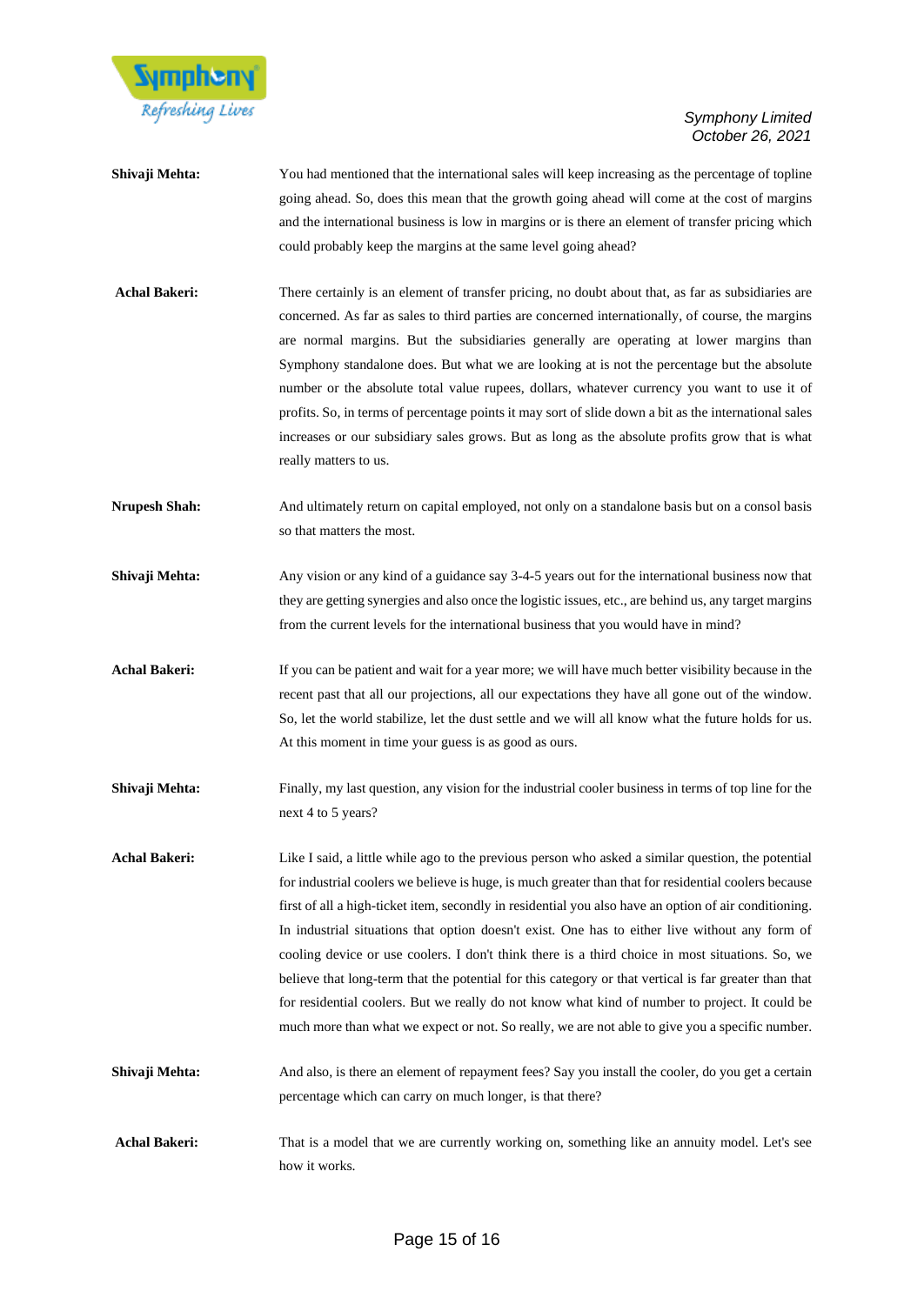**Shivaji Mehta:** You had mentioned that the international sales will keep increasing as the percentage of topline going ahead. So, does this mean that the growth going ahead will come at the cost of margins and the international business is low in margins or is there an element of transfer pricing which could probably keep the margins at the same level going ahead?

**Achal Bakeri:** There certainly is an element of transfer pricing, no doubt about that, as far as subsidiaries are concerned. As far as sales to third parties are concerned internationally, of course, the margins are normal margins. But the subsidiaries generally are operating at lower margins than Symphony standalone does. But what we are looking at is not the percentage but the absolute number or the absolute total value rupees, dollars, whatever currency you want to use it of profits. So, in terms of percentage points it may sort of slide down a bit as the international sales increases or our subsidiary sales grows. But as long as the absolute profits grow that is what really matters to us.

**Nrupesh Shah:** And ultimately return on capital employed, not only on a standalone basis but on a consol basis so that matters the most.

**Shivaji Mehta:** Any vision or any kind of a guidance say 3-4-5 years out for the international business now that they are getting synergies and also once the logistic issues, etc., are behind us, any target margins from the current levels for the international business that you would have in mind?

**Achal Bakeri:** If you can be patient and wait for a year more; we will have much better visibility because in the recent past that all our projections, all our expectations they have all gone out of the window. So, let the world stabilize, let the dust settle and we will all know what the future holds for us. At this moment in time your guess is as good as ours.

**Shivaji Mehta:** Finally, my last question, any vision for the industrial cooler business in terms of top line for the next 4 to 5 years?

**Achal Bakeri:** Like I said, a little while ago to the previous person who asked a similar question, the potential for industrial coolers we believe is huge, is much greater than that for residential coolers because first of all a high-ticket item, secondly in residential you also have an option of air conditioning. In industrial situations that option doesn't exist. One has to either live without any form of cooling device or use coolers. I don't think there is a third choice in most situations. So, we believe that long-term that the potential for this category or that vertical is far greater than that for residential coolers. But we really do not know what kind of number to project. It could be much more than what we expect or not. So really, we are not able to give you a specific number.

**Shivaji Mehta:** And also, is there an element of repayment fees? Say you install the cooler, do you get a certain percentage which can carry on much longer, is that there?

**Achal Bakeri:** That is a model that we are currently working on, something like an annuity model. Let's see how it works.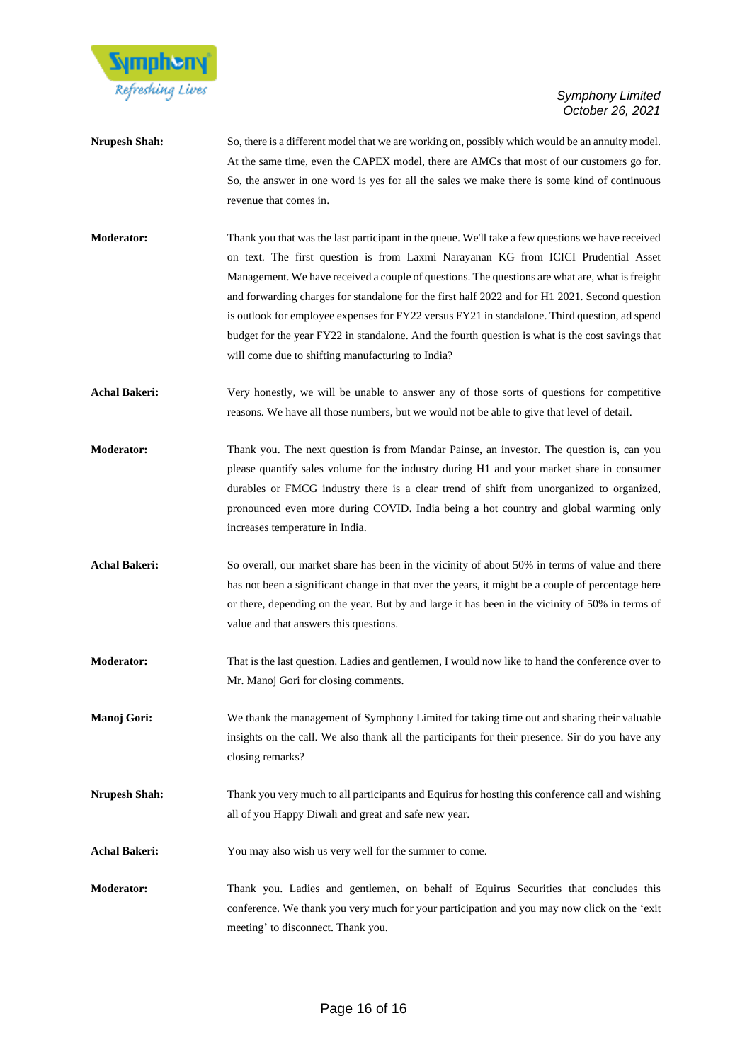**Nrupesh Shah:** So, there is a different model that we are working on, possibly which would be an annuity model. At the same time, even the CAPEX model, there are AMCs that most of our customers go for. So, the answer in one word is yes for all the sales we make there is some kind of continuous revenue that comes in.

**Moderator:** Thank you that was the last participant in the queue. We'll take a few questions we have received on text. The first question is from Laxmi Narayanan KG from ICICI Prudential Asset Management. We have received a couple of questions. The questions are what are, what is freight and forwarding charges for standalone for the first half 2022 and for H1 2021. Second question is outlook for employee expenses for FY22 versus FY21 in standalone. Third question, ad spend budget for the year FY22 in standalone. And the fourth question is what is the cost savings that will come due to shifting manufacturing to India?

**Achal Bakeri:** Very honestly, we will be unable to answer any of those sorts of questions for competitive reasons. We have all those numbers, but we would not be able to give that level of detail.

**Moderator:** Thank you. The next question is from Mandar Painse, an investor. The question is, can you please quantify sales volume for the industry during H1 and your market share in consumer durables or FMCG industry there is a clear trend of shift from unorganized to organized, pronounced even more during COVID. India being a hot country and global warming only increases temperature in India.

**Achal Bakeri:** So overall, our market share has been in the vicinity of about 50% in terms of value and there has not been a significant change in that over the years, it might be a couple of percentage here or there, depending on the year. But by and large it has been in the vicinity of 50% in terms of value and that answers this questions.

**Moderator:** That is the last question. Ladies and gentlemen, I would now like to hand the conference over to Mr. Manoj Gori for closing comments.

**Manoj Gori:** We thank the management of Symphony Limited for taking time out and sharing their valuable insights on the call. We also thank all the participants for their presence. Sir do you have any closing remarks?

**Nrupesh Shah:** Thank you very much to all participants and Equirus for hosting this conference call and wishing all of you Happy Diwali and great and safe new year.

**Achal Bakeri:** You may also wish us very well for the summer to come.

**Moderator:** Thank you. Ladies and gentlemen, on behalf of Equirus Securities that concludes this conference. We thank you very much for your participation and you may now click on the 'exit meeting' to disconnect. Thank you.